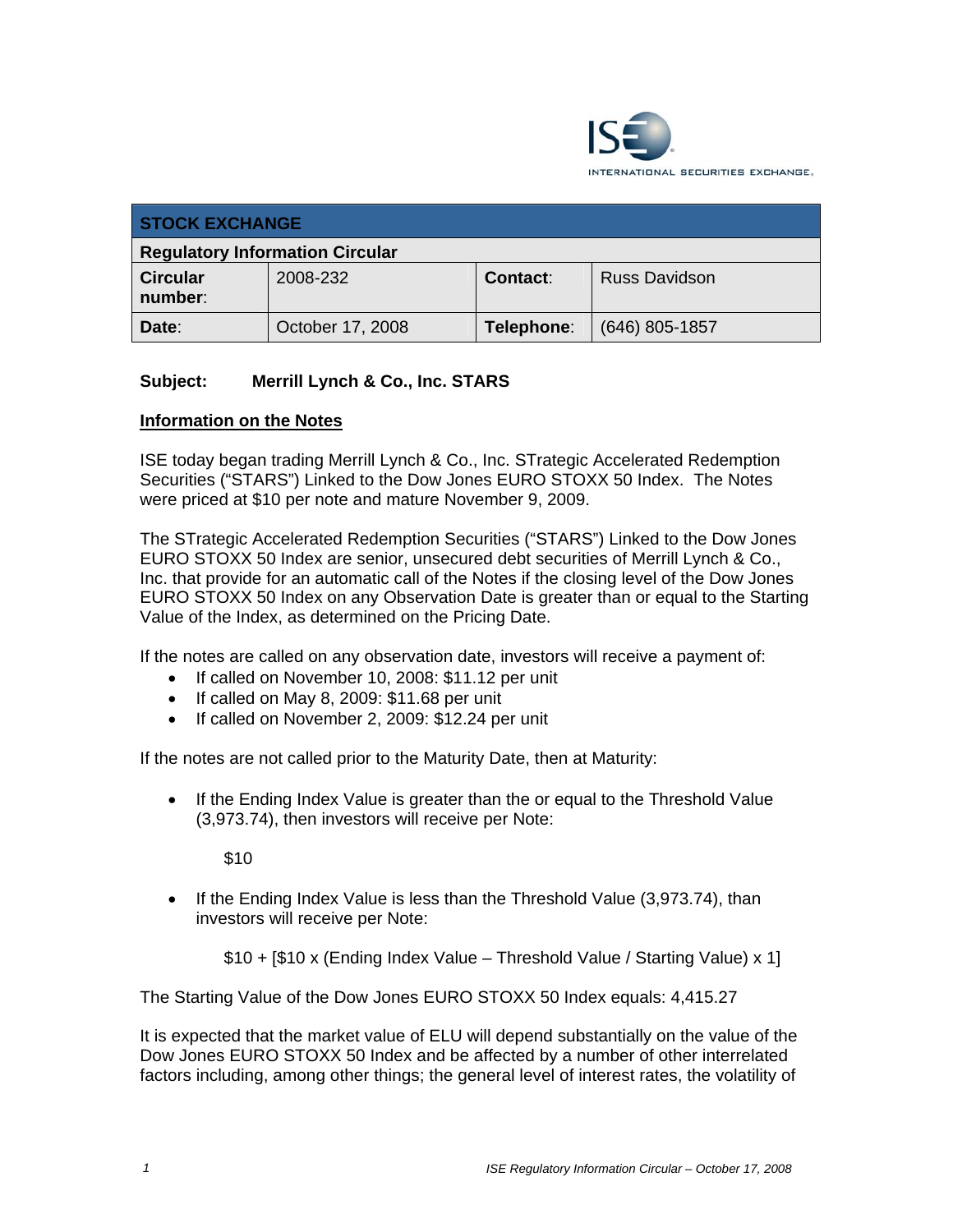INTERNATIONAL SECURITIES EXCHANGE.

| STOCK EXCHANGE | | | |
|---|---|---|---|
| **Regulatory Information Circular** | | | |
| **Circular number**: | 2008-232 | **Contact**: | Russ Davidson |
| **Date**: | October 17, 2008 | **Telephone**: | (646) 805-1857 |

**Subject:** **Merrill Lynch & Co., Inc. STARS**

**Information on the Notes**

ISE today began trading Merrill Lynch & Co., Inc. STrategic Accelerated Redemption Securities ("STARS") Linked to the Dow Jones EURO STOXX 50 Index. The Notes were priced at $10 per note and mature November 9, 2009.

The STrategic Accelerated Redemption Securities ("STARS") Linked to the Dow Jones EURO STOXX 50 Index are senior, unsecured debt securities of Merrill Lynch & Co., Inc. that provide for an automatic call of the Notes if the closing level of the Dow Jones EURO STOXX 50 Index on any Observation Date is greater than or equal to the Starting Value of the Index, as determined on the Pricing Date.

If the notes are called on any observation date, investors will receive a payment of:

- If called on November 10, 2008: $11.12 per unit
- If called on May 8, 2009: $11.68 per unit
- If called on November 2, 2009: $12.24 per unit

If the notes are not called prior to the Maturity Date, then at Maturity:

- If the Ending Index Value is greater than the or equal to the Threshold Value (3,973.74), then investors will receive per Note:

  $10

- If the Ending Index Value is less than the Threshold Value (3,973.74), than investors will receive per Note:

  $10 + [$10 x (Ending Index Value – Threshold Value / Starting Value) x 1]

The Starting Value of the Dow Jones EURO STOXX 50 Index equals: 4,415.27

It is expected that the market value of ELU will depend substantially on the value of the Dow Jones EURO STOXX 50 Index and be affected by a number of other interrelated factors including, among other things; the general level of interest rates, the volatility of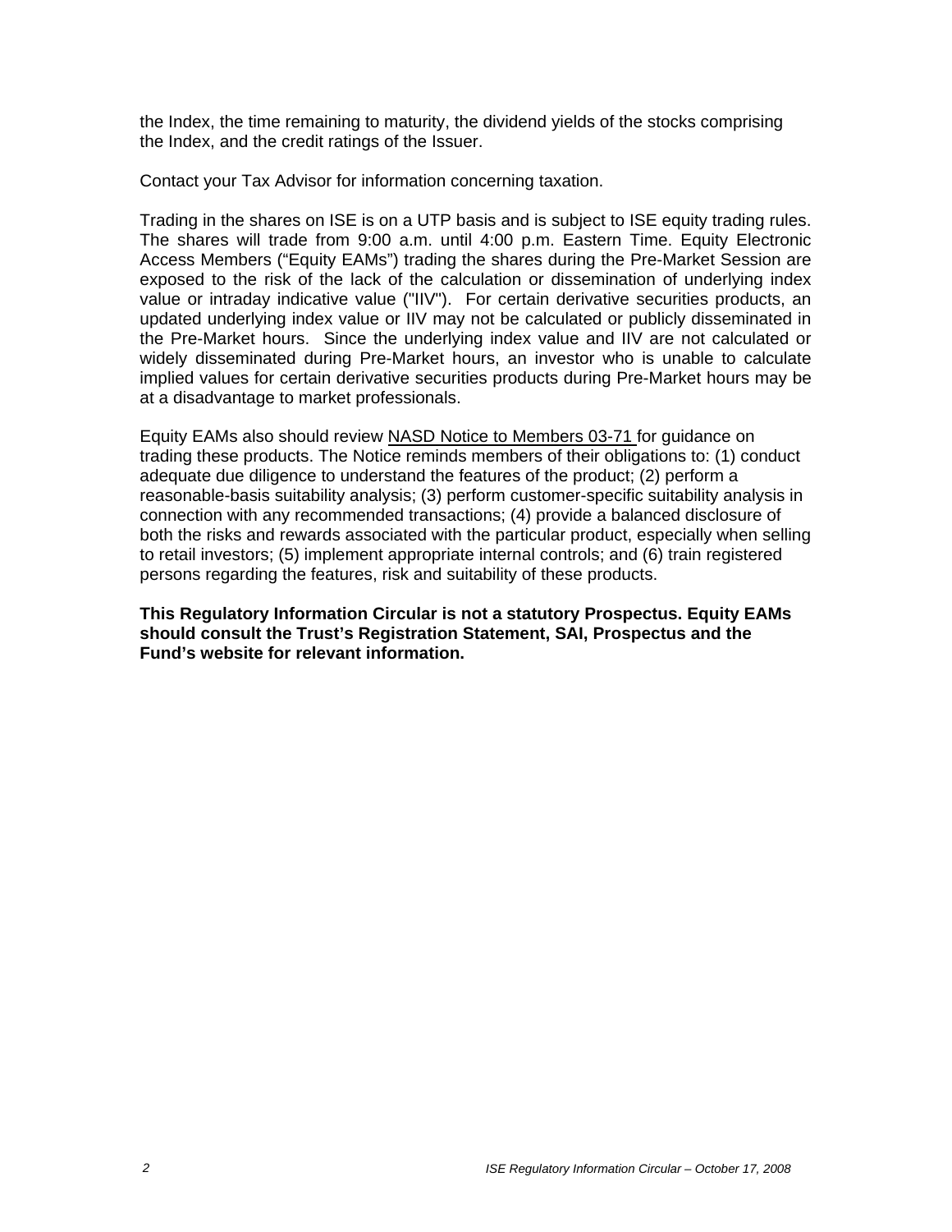the Index, the time remaining to maturity, the dividend yields of the stocks comprising the Index, and the credit ratings of the Issuer.

Contact your Tax Advisor for information concerning taxation.

Trading in the shares on ISE is on a UTP basis and is subject to ISE equity trading rules. The shares will trade from 9:00 a.m. until 4:00 p.m. Eastern Time. Equity Electronic Access Members ("Equity EAMs") trading the shares during the Pre-Market Session are exposed to the risk of the lack of the calculation or dissemination of underlying index value or intraday indicative value ("IIV"). For certain derivative securities products, an updated underlying index value or IIV may not be calculated or publicly disseminated in the Pre-Market hours. Since the underlying index value and IIV are not calculated or widely disseminated during Pre-Market hours, an investor who is unable to calculate implied values for certain derivative securities products during Pre-Market hours may be at a disadvantage to market professionals.

Equity EAMs also should review NASD Notice to Members 03-71 for guidance on trading these products. The Notice reminds members of their obligations to: (1) conduct adequate due diligence to understand the features of the product; (2) perform a reasonable-basis suitability analysis; (3) perform customer-specific suitability analysis in connection with any recommended transactions; (4) provide a balanced disclosure of both the risks and rewards associated with the particular product, especially when selling to retail investors; (5) implement appropriate internal controls; and (6) train registered persons regarding the features, risk and suitability of these products.

**This Regulatory Information Circular is not a statutory Prospectus. Equity EAMs should consult the Trust's Registration Statement, SAI, Prospectus and the Fund's website for relevant information.**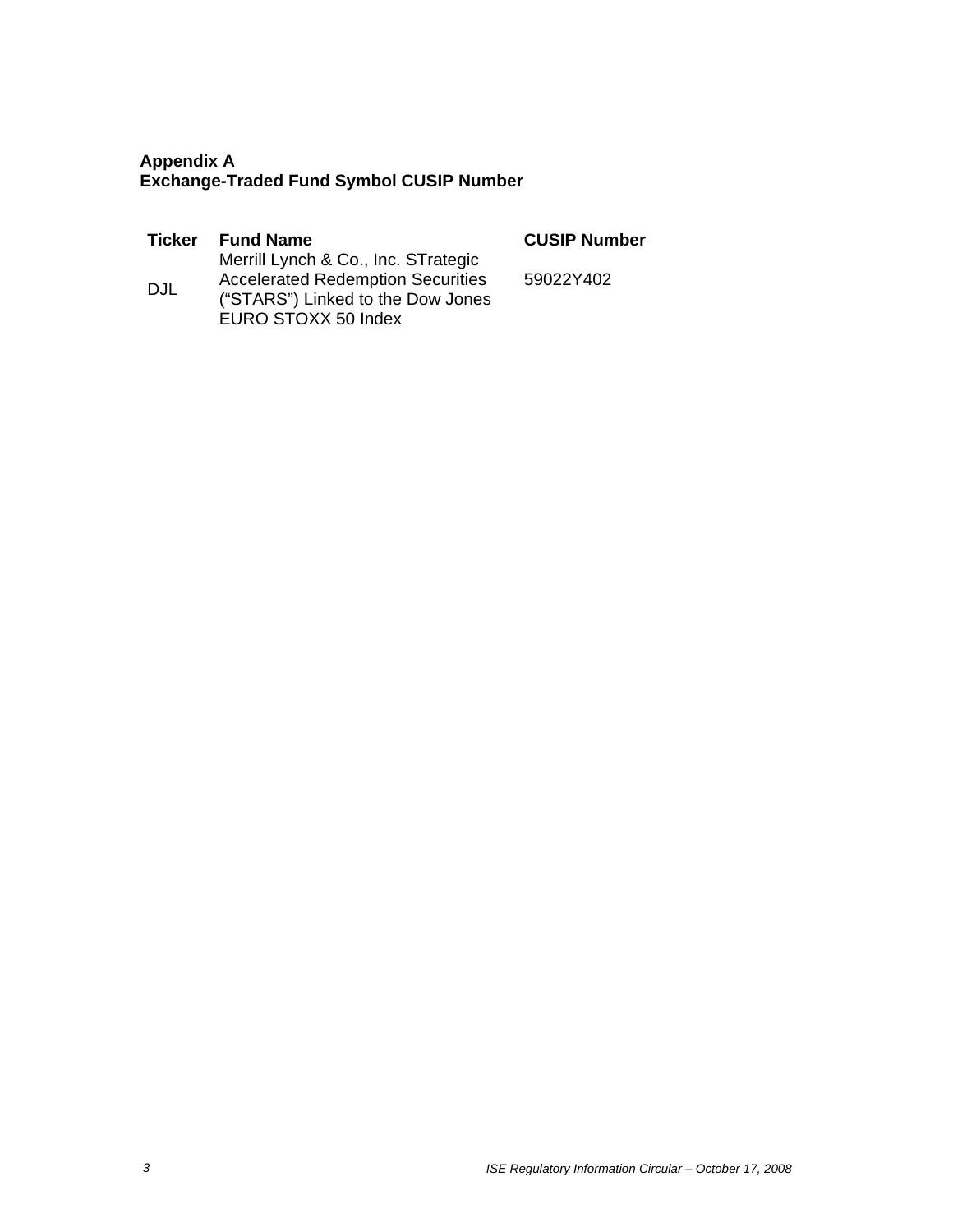**Appendix A**
**Exchange-Traded Fund Symbol CUSIP Number**

| Ticker | Fund Name | CUSIP Number |
|---|---|---|
| DJL | Merrill Lynch & Co., Inc. STrategic Accelerated Redemption Securities ("STARS") Linked to the Dow Jones EURO STOXX 50 Index | 59022Y402 |